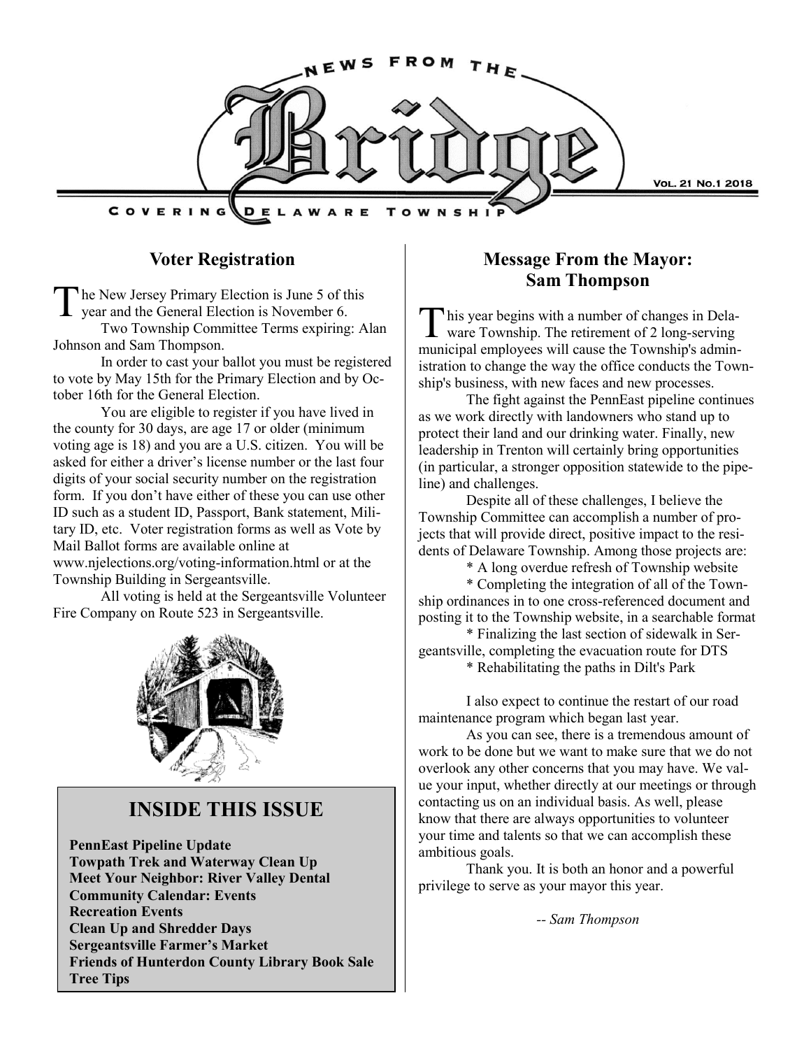# NEWS FROM THE Bridge

COVERING DELAWARE TOWNSHIP

VOL. 21 NO.1 2018

## Voter Registration

The New Jersey Primary Election is June 5 of this year and the General Election is November 6.

Two Township Committee Terms expiring: Alan Johnson and Sam Thompson.

In order to cast your ballot you must be registered to vote by May 15th for the Primary Election and by October 16th for the General Election.

You are eligible to register if you have lived in the county for 30 days, are age 17 or older (minimum voting age is 18) and you are a U.S. citizen. You will be asked for either a driver's license number or the last four digits of your social security number on the registration form. If you don't have either of these you can use other ID such as a student ID, Passport, Bank statement, Military ID, etc. Voter registration forms as well as Vote by Mail Ballot forms are available online at www.njelections.org/voting-information.html or at the Township Building in Sergeantsville.

All voting is held at the Sergeantsville Volunteer Fire Company on Route 523 in Sergeantsville.

## INSIDE THIS ISSUE

**PennEast Pipeline Update**
**Towpath Trek and Waterway Clean Up**
**Meet Your Neighbor: River Valley Dental**
**Community Calendar: Events**
**Recreation Events**
**Clean Up and Shredder Days**
**Sergeantsville Farmer's Market**
**Friends of Hunterdon County Library Book Sale**
**Tree Tips**

## Message From the Mayor: Sam Thompson

This year begins with a number of changes in Delaware Township. The retirement of 2 long-serving municipal employees will cause the Township's administration to change the way the office conducts the Township's business, with new faces and new processes.

The fight against the PennEast pipeline continues as we work directly with landowners who stand up to protect their land and our drinking water. Finally, new leadership in Trenton will certainly bring opportunities (in particular, a stronger opposition statewide to the pipeline) and challenges.

Despite all of these challenges, I believe the Township Committee can accomplish a number of projects that will provide direct, positive impact to the residents of Delaware Township. Among those projects are:

* A long overdue refresh of Township website
* Completing the integration of all of the Township ordinances in to one cross-referenced document and posting it to the Township website, in a searchable format
* Finalizing the last section of sidewalk in Sergeantsville, completing the evacuation route for DTS
* Rehabilitating the paths in Dilt's Park

I also expect to continue the restart of our road maintenance program which began last year.

As you can see, there is a tremendous amount of work to be done but we want to make sure that we do not overlook any other concerns that you may have. We value your input, whether directly at our meetings or through contacting us on an individual basis. As well, please know that there are always opportunities to volunteer your time and talents so that we can accomplish these ambitious goals.

Thank you. It is both an honor and a powerful privilege to serve as your mayor this year.

*-- Sam Thompson*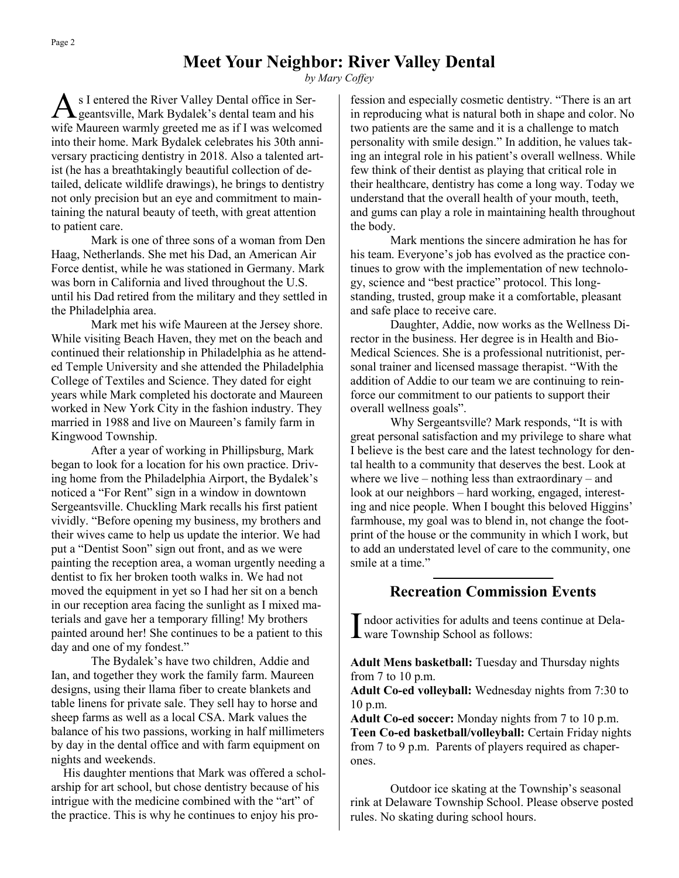## Meet Your Neighbor: River Valley Dental

*by Mary Coffey*

As I entered the River Valley Dental office in Sergeantsville, Mark Bydalek's dental team and his wife Maureen warmly greeted me as if I was welcomed into their home. Mark Bydalek celebrates his 30th anniversary practicing dentistry in 2018. Also a talented artist (he has a breathtakingly beautiful collection of detailed, delicate wildlife drawings), he brings to dentistry not only precision but an eye and commitment to maintaining the natural beauty of teeth, with great attention to patient care.

Mark is one of three sons of a woman from Den Haag, Netherlands. She met his Dad, an American Air Force dentist, while he was stationed in Germany. Mark was born in California and lived throughout the U.S. until his Dad retired from the military and they settled in the Philadelphia area.

Mark met his wife Maureen at the Jersey shore. While visiting Beach Haven, they met on the beach and continued their relationship in Philadelphia as he attended Temple University and she attended the Philadelphia College of Textiles and Science. They dated for eight years while Mark completed his doctorate and Maureen worked in New York City in the fashion industry. They married in 1988 and live on Maureen's family farm in Kingwood Township.

After a year of working in Phillipsburg, Mark began to look for a location for his own practice. Driving home from the Philadelphia Airport, the Bydalek's noticed a "For Rent" sign in a window in downtown Sergeantsville. Chuckling Mark recalls his first patient vividly. "Before opening my business, my brothers and their wives came to help us update the interior. We had put a "Dentist Soon" sign out front, and as we were painting the reception area, a woman urgently needing a dentist to fix her broken tooth walks in. We had not moved the equipment in yet so I had her sit on a bench in our reception area facing the sunlight as I mixed materials and gave her a temporary filling! My brothers painted around her! She continues to be a patient to this day and one of my fondest."

The Bydalek's have two children, Addie and Ian, and together they work the family farm. Maureen designs, using their llama fiber to create blankets and table linens for private sale. They sell hay to horse and sheep farms as well as a local CSA. Mark values the balance of his two passions, working in half millimeters by day in the dental office and with farm equipment on nights and weekends.

His daughter mentions that Mark was offered a scholarship for art school, but chose dentistry because of his intrigue with the medicine combined with the "art" of the practice. This is why he continues to enjoy his profession and especially cosmetic dentistry. "There is an art in reproducing what is natural both in shape and color. No two patients are the same and it is a challenge to match personality with smile design." In addition, he values taking an integral role in his patient's overall wellness. While few think of their dentist as playing that critical role in their healthcare, dentistry has come a long way. Today we understand that the overall health of your mouth, teeth, and gums can play a role in maintaining health throughout the body.

Mark mentions the sincere admiration he has for his team. Everyone's job has evolved as the practice continues to grow with the implementation of new technology, science and "best practice" protocol. This long-standing, trusted, group make it a comfortable, pleasant and safe place to receive care.

Daughter, Addie, now works as the Wellness Director in the business. Her degree is in Health and Bio-Medical Sciences. She is a professional nutritionist, personal trainer and licensed massage therapist. "With the addition of Addie to our team we are continuing to reinforce our commitment to our patients to support their overall wellness goals".

Why Sergeantsville? Mark responds, "It is with great personal satisfaction and my privilege to share what I believe is the best care and the latest technology for dental health to a community that deserves the best. Look at where we live – nothing less than extraordinary – and look at our neighbors – hard working, engaged, interesting and nice people. When I bought this beloved Higgins' farmhouse, my goal was to blend in, not change the footprint of the house or the community in which I work, but to add an understated level of care to the community, one smile at a time."

## Recreation Commission Events

Indoor activities for adults and teens continue at Delaware Township School as follows:

**Adult Mens basketball:** Tuesday and Thursday nights from 7 to 10 p.m.

**Adult Co-ed volleyball:** Wednesday nights from 7:30 to 10 p.m.

**Adult Co-ed soccer:** Monday nights from 7 to 10 p.m.

**Teen Co-ed basketball/volleyball:** Certain Friday nights from 7 to 9 p.m. Parents of players required as chaperones.

Outdoor ice skating at the Township's seasonal rink at Delaware Township School. Please observe posted rules. No skating during school hours.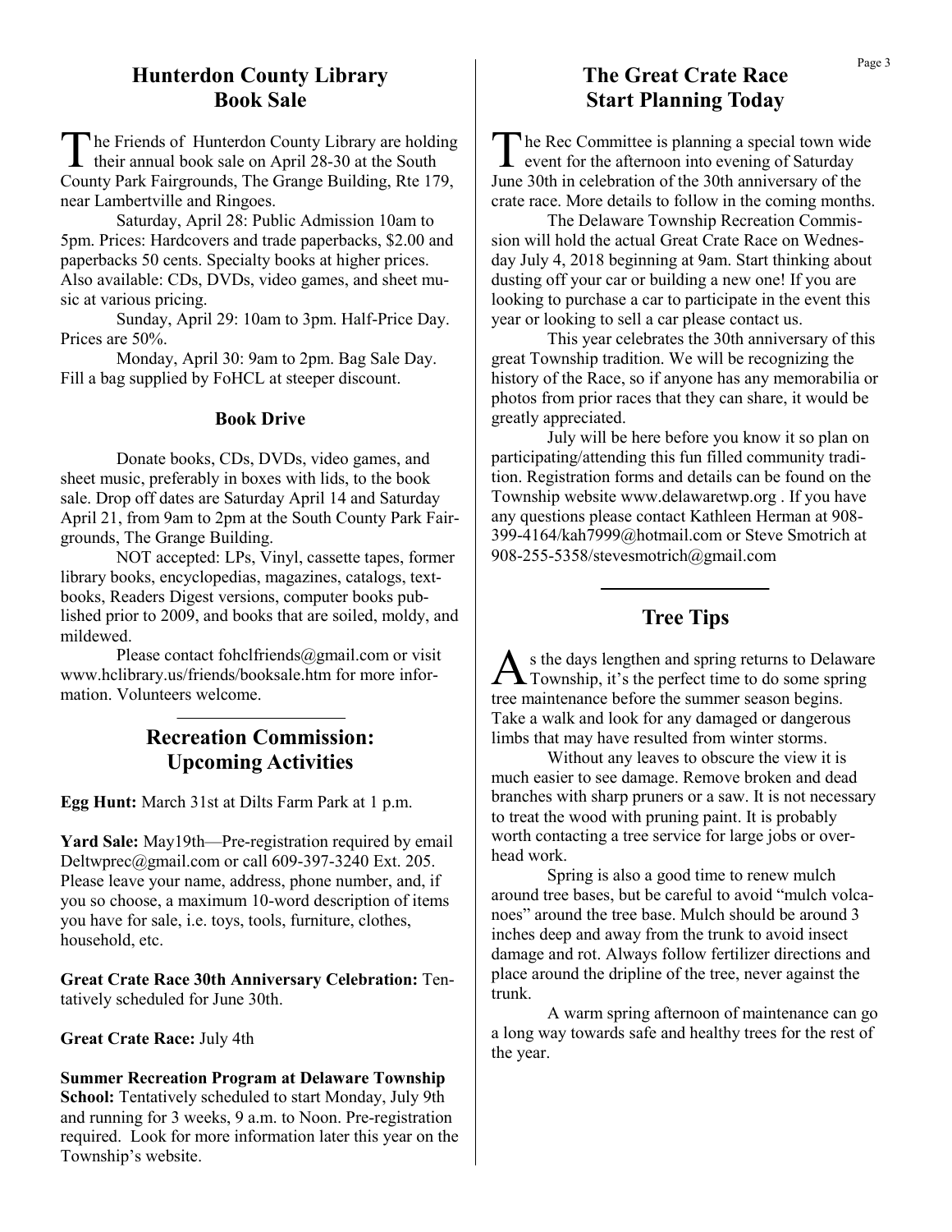## Hunterdon County Library Book Sale

The Friends of Hunterdon County Library are holding their annual book sale on April 28-30 at the South County Park Fairgrounds, The Grange Building, Rte 179, near Lambertville and Ringoes.

Saturday, April 28: Public Admission 10am to 5pm. Prices: Hardcovers and trade paperbacks, $2.00 and paperbacks 50 cents. Specialty books at higher prices. Also available: CDs, DVDs, video games, and sheet music at various pricing.

Sunday, April 29: 10am to 3pm. Half-Price Day. Prices are 50%.

Monday, April 30: 9am to 2pm. Bag Sale Day. Fill a bag supplied by FoHCL at steeper discount.

### Book Drive

Donate books, CDs, DVDs, video games, and sheet music, preferably in boxes with lids, to the book sale. Drop off dates are Saturday April 14 and Saturday April 21, from 9am to 2pm at the South County Park Fairgrounds, The Grange Building.

NOT accepted: LPs, Vinyl, cassette tapes, former library books, encyclopedias, magazines, catalogs, textbooks, Readers Digest versions, computer books published prior to 2009, and books that are soiled, moldy, and mildewed.

Please contact fohclfriends@gmail.com or visit www.hclibrary.us/friends/booksale.htm for more information. Volunteers welcome.

## Recreation Commission: Upcoming Activities

**Egg Hunt:** March 31st at Dilts Farm Park at 1 p.m.

**Yard Sale:** May19th—Pre-registration required by email Deltwprec@gmail.com or call 609-397-3240 Ext. 205. Please leave your name, address, phone number, and, if you so choose, a maximum 10-word description of items you have for sale, i.e. toys, tools, furniture, clothes, household, etc.

**Great Crate Race 30th Anniversary Celebration:** Tentatively scheduled for June 30th.

**Great Crate Race:** July 4th

**Summer Recreation Program at Delaware Township School:** Tentatively scheduled to start Monday, July 9th and running for 3 weeks, 9 a.m. to Noon. Pre-registration required. Look for more information later this year on the Township's website.

## The Great Crate Race Start Planning Today

The Rec Committee is planning a special town wide event for the afternoon into evening of Saturday June 30th in celebration of the 30th anniversary of the crate race. More details to follow in the coming months.

The Delaware Township Recreation Commission will hold the actual Great Crate Race on Wednesday July 4, 2018 beginning at 9am. Start thinking about dusting off your car or building a new one! If you are looking to purchase a car to participate in the event this year or looking to sell a car please contact us.

This year celebrates the 30th anniversary of this great Township tradition. We will be recognizing the history of the Race, so if anyone has any memorabilia or photos from prior races that they can share, it would be greatly appreciated.

July will be here before you know it so plan on participating/attending this fun filled community tradition. Registration forms and details can be found on the Township website www.delawaretwp.org . If you have any questions please contact Kathleen Herman at 908-399-4164/kah7999@hotmail.com or Steve Smotrich at 908-255-5358/stevesmotrich@gmail.com

## Tree Tips

As the days lengthen and spring returns to Delaware Township, it's the perfect time to do some spring tree maintenance before the summer season begins. Take a walk and look for any damaged or dangerous limbs that may have resulted from winter storms.

Without any leaves to obscure the view it is much easier to see damage. Remove broken and dead branches with sharp pruners or a saw. It is not necessary to treat the wood with pruning paint. It is probably worth contacting a tree service for large jobs or overhead work.

Spring is also a good time to renew mulch around tree bases, but be careful to avoid "mulch volcanoes" around the tree base. Mulch should be around 3 inches deep and away from the trunk to avoid insect damage and rot. Always follow fertilizer directions and place around the dripline of the tree, never against the trunk.

A warm spring afternoon of maintenance can go a long way towards safe and healthy trees for the rest of the year.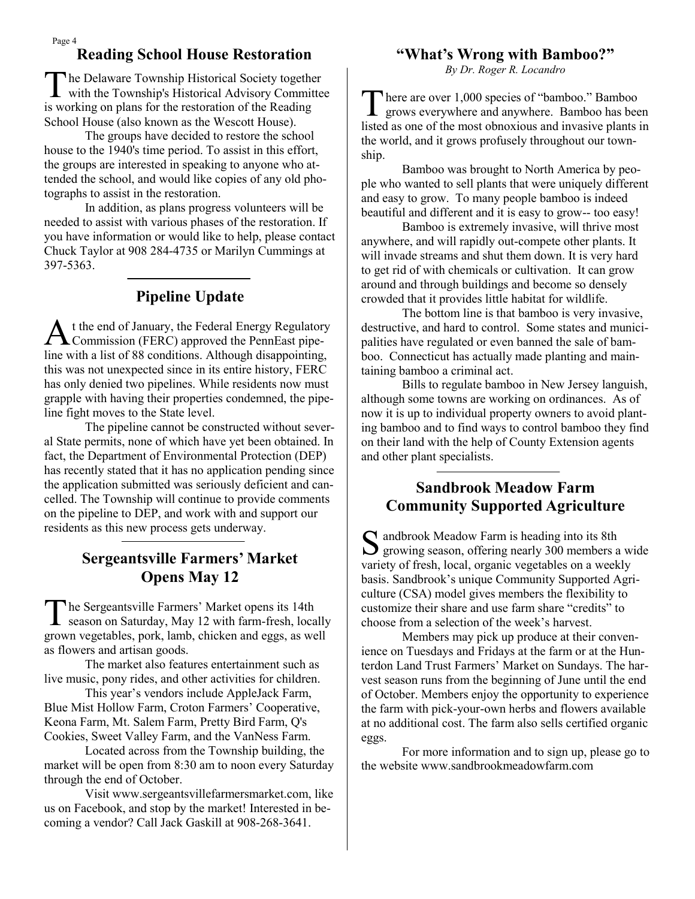## Reading School House Restoration

The Delaware Township Historical Society together with the Township's Historical Advisory Committee is working on plans for the restoration of the Reading School House (also known as the Wescott House).

The groups have decided to restore the school house to the 1940's time period. To assist in this effort, the groups are interested in speaking to anyone who attended the school, and would like copies of any old photographs to assist in the restoration.

In addition, as plans progress volunteers will be needed to assist with various phases of the restoration. If you have information or would like to help, please contact Chuck Taylor at 908 284-4735 or Marilyn Cummings at 397-5363.

## Pipeline Update

At the end of January, the Federal Energy Regulatory Commission (FERC) approved the PennEast pipeline with a list of 88 conditions. Although disappointing, this was not unexpected since in its entire history, FERC has only denied two pipelines. While residents now must grapple with having their properties condemned, the pipeline fight moves to the State level.

The pipeline cannot be constructed without several State permits, none of which have yet been obtained. In fact, the Department of Environmental Protection (DEP) has recently stated that it has no application pending since the application submitted was seriously deficient and cancelled. The Township will continue to provide comments on the pipeline to DEP, and work with and support our residents as this new process gets underway.

## Sergeantsville Farmers' Market Opens May 12

The Sergeantsville Farmers' Market opens its 14th season on Saturday, May 12 with farm-fresh, locally grown vegetables, pork, lamb, chicken and eggs, as well as flowers and artisan goods.

The market also features entertainment such as live music, pony rides, and other activities for children.

This year's vendors include AppleJack Farm, Blue Mist Hollow Farm, Croton Farmers' Cooperative, Keona Farm, Mt. Salem Farm, Pretty Bird Farm, Q's Cookies, Sweet Valley Farm, and the VanNess Farm.

Located across from the Township building, the market will be open from 8:30 am to noon every Saturday through the end of October.

Visit www.sergeantsvillefarmersmarket.com, like us on Facebook, and stop by the market! Interested in becoming a vendor? Call Jack Gaskill at 908-268-3641.

## "What's Wrong with Bamboo?"

*By Dr. Roger R. Locandro*

There are over 1,000 species of "bamboo." Bamboo grows everywhere and anywhere. Bamboo has been listed as one of the most obnoxious and invasive plants in the world, and it grows profusely throughout our township.

Bamboo was brought to North America by people who wanted to sell plants that were uniquely different and easy to grow. To many people bamboo is indeed beautiful and different and it is easy to grow-- too easy!

Bamboo is extremely invasive, will thrive most anywhere, and will rapidly out-compete other plants. It will invade streams and shut them down. It is very hard to get rid of with chemicals or cultivation. It can grow around and through buildings and become so densely crowded that it provides little habitat for wildlife.

The bottom line is that bamboo is very invasive, destructive, and hard to control. Some states and municipalities have regulated or even banned the sale of bamboo. Connecticut has actually made planting and maintaining bamboo a criminal act.

Bills to regulate bamboo in New Jersey languish, although some towns are working on ordinances. As of now it is up to individual property owners to avoid planting bamboo and to find ways to control bamboo they find on their land with the help of County Extension agents and other plant specialists.

## Sandbrook Meadow Farm Community Supported Agriculture

Sandbrook Meadow Farm is heading into its 8th growing season, offering nearly 300 members a wide variety of fresh, local, organic vegetables on a weekly basis. Sandbrook's unique Community Supported Agriculture (CSA) model gives members the flexibility to customize their share and use farm share "credits" to choose from a selection of the week's harvest.

Members may pick up produce at their convenience on Tuesdays and Fridays at the farm or at the Hunterdon Land Trust Farmers' Market on Sundays. The harvest season runs from the beginning of June until the end of October. Members enjoy the opportunity to experience the farm with pick-your-own herbs and flowers available at no additional cost. The farm also sells certified organic eggs.

For more information and to sign up, please go to the website www.sandbrookmeadowfarm.com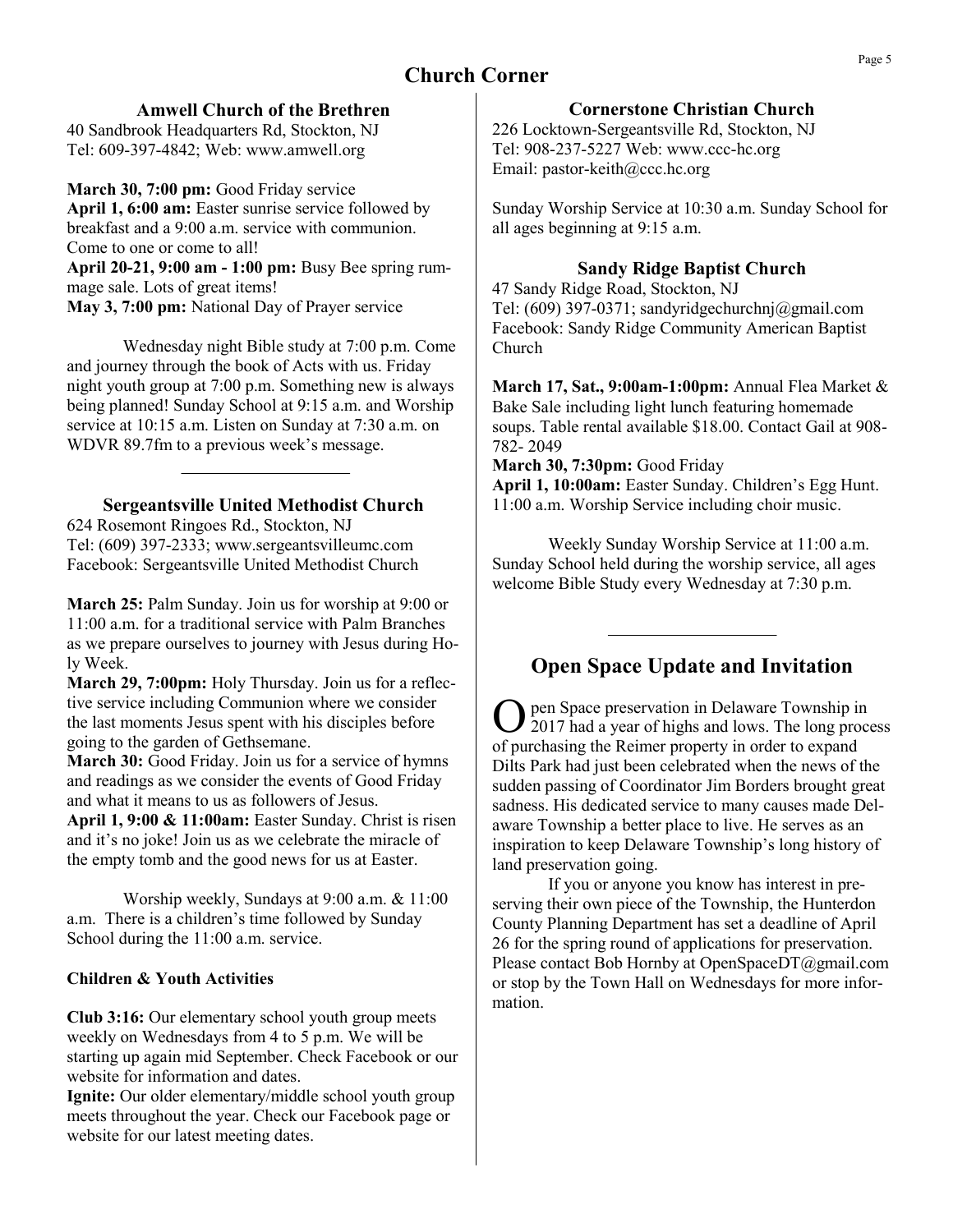# Church Corner

### Amwell Church of the Brethren

40 Sandbrook Headquarters Rd, Stockton, NJ
Tel: 609-397-4842; Web: www.amwell.org

**March 30, 7:00 pm:** Good Friday service
**April 1, 6:00 am:** Easter sunrise service followed by breakfast and a 9:00 a.m. service with communion. Come to one or come to all!
**April 20-21, 9:00 am - 1:00 pm:** Busy Bee spring rummage sale. Lots of great items!
**May 3, 7:00 pm:** National Day of Prayer service

Wednesday night Bible study at 7:00 p.m. Come and journey through the book of Acts with us. Friday night youth group at 7:00 p.m. Something new is always being planned! Sunday School at 9:15 a.m. and Worship service at 10:15 a.m. Listen on Sunday at 7:30 a.m. on WDVR 89.7fm to a previous week's message.

---

### Sergeantsville United Methodist Church

624 Rosemont Ringoes Rd., Stockton, NJ
Tel: (609) 397-2333; www.sergeantsvilleumc.com
Facebook: Sergeantsville United Methodist Church

**March 25:** Palm Sunday. Join us for worship at 9:00 or 11:00 a.m. for a traditional service with Palm Branches as we prepare ourselves to journey with Jesus during Holy Week.
**March 29, 7:00pm:** Holy Thursday. Join us for a reflective service including Communion where we consider the last moments Jesus spent with his disciples before going to the garden of Gethsemane.
**March 30:** Good Friday. Join us for a service of hymns and readings as we consider the events of Good Friday and what it means to us as followers of Jesus.
**April 1, 9:00 & 11:00am:** Easter Sunday. Christ is risen and it's no joke! Join us as we celebrate the miracle of the empty tomb and the good news for us at Easter.

Worship weekly, Sundays at 9:00 a.m. & 11:00 a.m. There is a children's time followed by Sunday School during the 11:00 a.m. service.

**Children & Youth Activities**

**Club 3:16:** Our elementary school youth group meets weekly on Wednesdays from 4 to 5 p.m. We will be starting up again mid September. Check Facebook or our website for information and dates.
**Ignite:** Our older elementary/middle school youth group meets throughout the year. Check our Facebook page or website for our latest meeting dates.

### Cornerstone Christian Church

226 Locktown-Sergeantsville Rd, Stockton, NJ
Tel: 908-237-5227 Web: www.ccc-hc.org
Email: pastor-keith@ccc.hc.org

Sunday Worship Service at 10:30 a.m. Sunday School for all ages beginning at 9:15 a.m.

### Sandy Ridge Baptist Church

47 Sandy Ridge Road, Stockton, NJ
Tel: (609) 397-0371; sandyridgechurchnj@gmail.com
Facebook: Sandy Ridge Community American Baptist Church

**March 17, Sat., 9:00am-1:00pm:** Annual Flea Market & Bake Sale including light lunch featuring homemade soups. Table rental available $18.00. Contact Gail at 908-782- 2049
**March 30, 7:30pm:** Good Friday
**April 1, 10:00am:** Easter Sunday. Children's Egg Hunt. 11:00 a.m. Worship Service including choir music.

Weekly Sunday Worship Service at 11:00 a.m. Sunday School held during the worship service, all ages welcome Bible Study every Wednesday at 7:30 p.m.

---

## Open Space Update and Invitation

Open Space preservation in Delaware Township in 2017 had a year of highs and lows. The long process of purchasing the Reimer property in order to expand Dilts Park had just been celebrated when the news of the sudden passing of Coordinator Jim Borders brought great sadness. His dedicated service to many causes made Delaware Township a better place to live. He serves as an inspiration to keep Delaware Township's long history of land preservation going.

If you or anyone you know has interest in preserving their own piece of the Township, the Hunterdon County Planning Department has set a deadline of April 26 for the spring round of applications for preservation. Please contact Bob Hornby at OpenSpaceDT@gmail.com or stop by the Town Hall on Wednesdays for more information.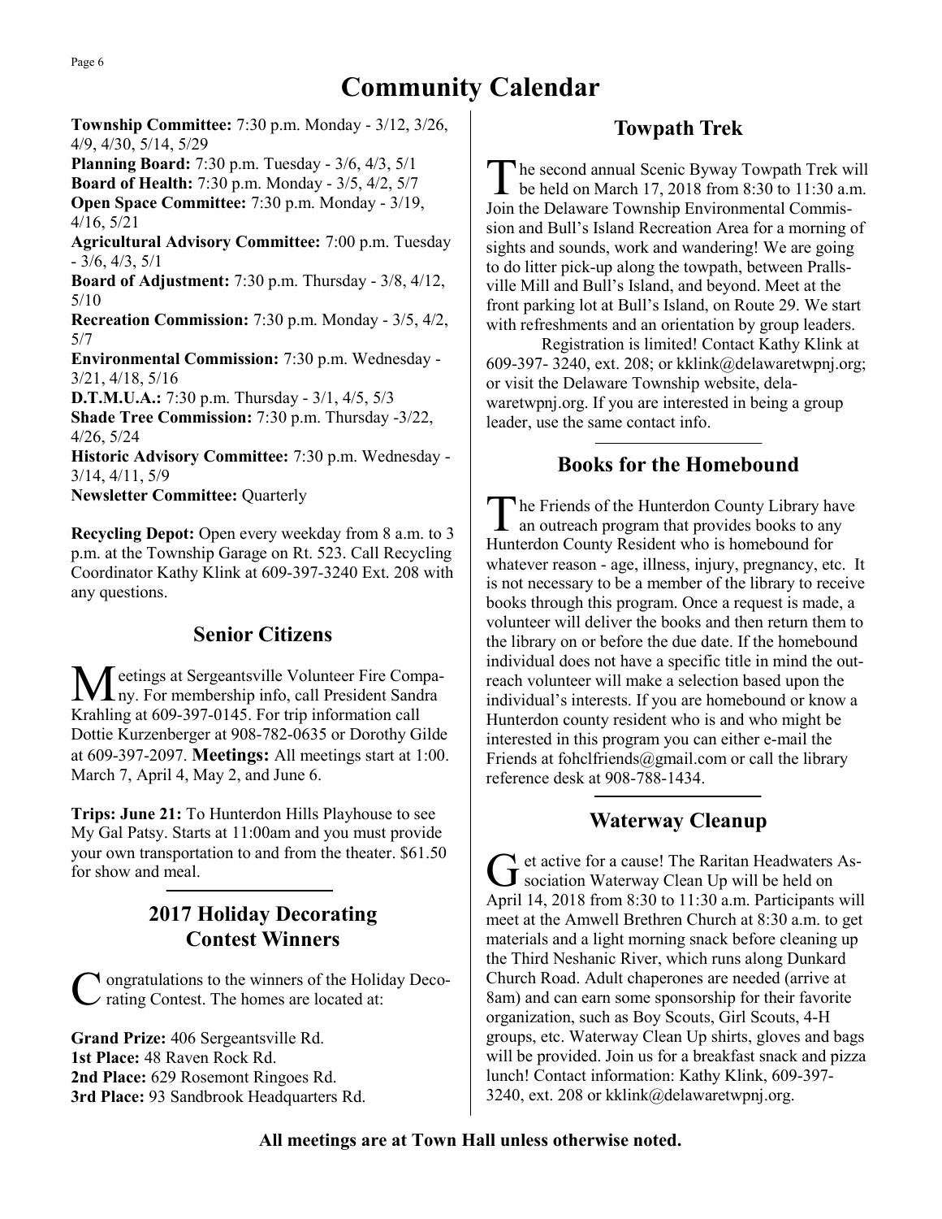# Community Calendar

**Township Committee:** 7:30 p.m. Monday - 3/12, 3/26, 4/9, 4/30, 5/14, 5/29
**Planning Board:** 7:30 p.m. Tuesday - 3/6, 4/3, 5/1
**Board of Health:** 7:30 p.m. Monday - 3/5, 4/2, 5/7
**Open Space Committee:** 7:30 p.m. Monday - 3/19, 4/16, 5/21
**Agricultural Advisory Committee:** 7:00 p.m. Tuesday - 3/6, 4/3, 5/1
**Board of Adjustment:** 7:30 p.m. Thursday - 3/8, 4/12, 5/10
**Recreation Commission:** 7:30 p.m. Monday - 3/5, 4/2, 5/7
**Environmental Commission:** 7:30 p.m. Wednesday - 3/21, 4/18, 5/16
**D.T.M.U.A.:** 7:30 p.m. Thursday - 3/1, 4/5, 5/3
**Shade Tree Commission:** 7:30 p.m. Thursday -3/22, 4/26, 5/24
**Historic Advisory Committee:** 7:30 p.m. Wednesday - 3/14, 4/11, 5/9
**Newsletter Committee:** Quarterly

**Recycling Depot:** Open every weekday from 8 a.m. to 3 p.m. at the Township Garage on Rt. 523. Call Recycling Coordinator Kathy Klink at 609-397-3240 Ext. 208 with any questions.

## Senior Citizens

Meetings at Sergeantsville Volunteer Fire Company. For membership info, call President Sandra Krahling at 609-397-0145. For trip information call Dottie Kurzenberger at 908-782-0635 or Dorothy Gilde at 609-397-2097. **Meetings:** All meetings start at 1:00. March 7, April 4, May 2, and June 6.

**Trips: June 21:** To Hunterdon Hills Playhouse to see My Gal Patsy. Starts at 11:00am and you must provide your own transportation to and from the theater. $61.50 for show and meal.

## 2017 Holiday Decorating Contest Winners

Congratulations to the winners of the Holiday Decorating Contest. The homes are located at:

**Grand Prize:** 406 Sergeantsville Rd.
**1st Place:** 48 Raven Rock Rd.
**2nd Place:** 629 Rosemont Ringoes Rd.
**3rd Place:** 93 Sandbrook Headquarters Rd.

## Towpath Trek

The second annual Scenic Byway Towpath Trek will be held on March 17, 2018 from 8:30 to 11:30 a.m. Join the Delaware Township Environmental Commission and Bull's Island Recreation Area for a morning of sights and sounds, work and wandering! We are going to do litter pick-up along the towpath, between Prallsville Mill and Bull's Island, and beyond. Meet at the front parking lot at Bull's Island, on Route 29. We start with refreshments and an orientation by group leaders.

Registration is limited! Contact Kathy Klink at 609-397- 3240, ext. 208; or kklink@delawaretwpnj.org; or visit the Delaware Township website, delawaretwpnj.org. If you are interested in being a group leader, use the same contact info.

## Books for the Homebound

The Friends of the Hunterdon County Library have an outreach program that provides books to any Hunterdon County Resident who is homebound for whatever reason - age, illness, injury, pregnancy, etc. It is not necessary to be a member of the library to receive books through this program. Once a request is made, a volunteer will deliver the books and then return them to the library on or before the due date. If the homebound individual does not have a specific title in mind the outreach volunteer will make a selection based upon the individual's interests. If you are homebound or know a Hunterdon county resident who is and who might be interested in this program you can either e-mail the Friends at fohclfriends@gmail.com or call the library reference desk at 908-788-1434.

## Waterway Cleanup

Get active for a cause! The Raritan Headwaters Association Waterway Clean Up will be held on April 14, 2018 from 8:30 to 11:30 a.m. Participants will meet at the Amwell Brethren Church at 8:30 a.m. to get materials and a light morning snack before cleaning up the Third Neshanic River, which runs along Dunkard Church Road. Adult chaperones are needed (arrive at 8am) and can earn some sponsorship for their favorite organization, such as Boy Scouts, Girl Scouts, 4-H groups, etc. Waterway Clean Up shirts, gloves and bags will be provided. Join us for a breakfast snack and pizza lunch! Contact information: Kathy Klink, 609-397-3240, ext. 208 or kklink@delawaretwpnj.org.

**All meetings are at Town Hall unless otherwise noted.**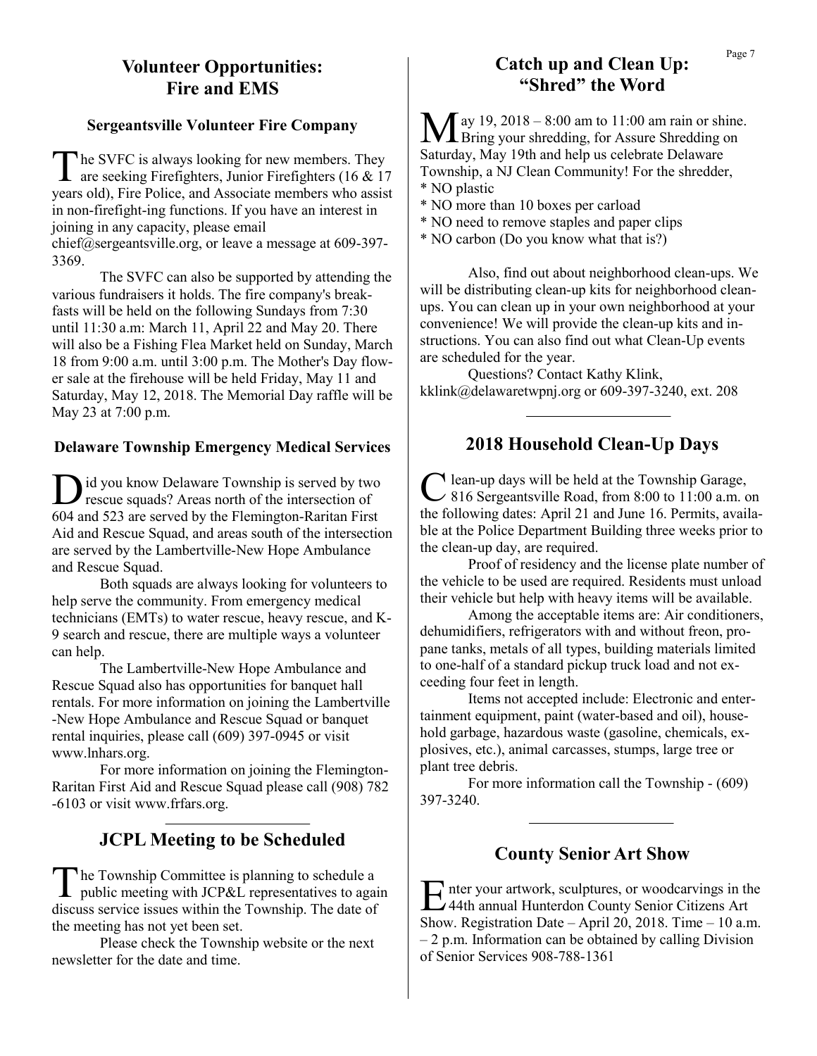## Volunteer Opportunities: Fire and EMS

### Sergeantsville Volunteer Fire Company

The SVFC is always looking for new members. They are seeking Firefighters, Junior Firefighters (16 & 17 years old), Fire Police, and Associate members who assist in non-firefight-ing functions. If you have an interest in joining in any capacity, please email chief@sergeantsville.org, or leave a message at 609-397-3369.

The SVFC can also be supported by attending the various fundraisers it holds. The fire company's breakfasts will be held on the following Sundays from 7:30 until 11:30 a.m: March 11, April 22 and May 20. There will also be a Fishing Flea Market held on Sunday, March 18 from 9:00 a.m. until 3:00 p.m. The Mother's Day flower sale at the firehouse will be held Friday, May 11 and Saturday, May 12, 2018. The Memorial Day raffle will be May 23 at 7:00 p.m.

### Delaware Township Emergency Medical Services

Did you know Delaware Township is served by two rescue squads? Areas north of the intersection of 604 and 523 are served by the Flemington-Raritan First Aid and Rescue Squad, and areas south of the intersection are served by the Lambertville-New Hope Ambulance and Rescue Squad.

Both squads are always looking for volunteers to help serve the community. From emergency medical technicians (EMTs) to water rescue, heavy rescue, and K-9 search and rescue, there are multiple ways a volunteer can help.

The Lambertville-New Hope Ambulance and Rescue Squad also has opportunities for banquet hall rentals. For more information on joining the Lambertville-New Hope Ambulance and Rescue Squad or banquet rental inquiries, please call (609) 397-0945 or visit www.lnhars.org.

For more information on joining the Flemington-Raritan First Aid and Rescue Squad please call (908) 782-6103 or visit www.frfars.org.

---

## JCPL Meeting to be Scheduled

The Township Committee is planning to schedule a public meeting with JCP&L representatives to again discuss service issues within the Township. The date of the meeting has not yet been set.

Please check the Township website or the next newsletter for the date and time.

## Catch up and Clean Up: "Shred" the Word

May 19, 2018 – 8:00 am to 11:00 am rain or shine. Bring your shredding, for Assure Shredding on Saturday, May 19th and help us celebrate Delaware Township, a NJ Clean Community! For the shredder,

* NO plastic
* NO more than 10 boxes per carload
* NO need to remove staples and paper clips
* NO carbon (Do you know what that is?)

Also, find out about neighborhood clean-ups. We will be distributing clean-up kits for neighborhood clean-ups. You can clean up in your own neighborhood at your convenience! We will provide the clean-up kits and instructions. You can also find out what Clean-Up events are scheduled for the year.

Questions? Contact Kathy Klink, kklink@delawaretwpnj.org or 609-397-3240, ext. 208

---

## 2018 Household Clean-Up Days

Clean-up days will be held at the Township Garage, 816 Sergeantsville Road, from 8:00 to 11:00 a.m. on the following dates: April 21 and June 16. Permits, available at the Police Department Building three weeks prior to the clean-up day, are required.

Proof of residency and the license plate number of the vehicle to be used are required. Residents must unload their vehicle but help with heavy items will be available.

Among the acceptable items are: Air conditioners, dehumidifiers, refrigerators with and without freon, propane tanks, metals of all types, building materials limited to one-half of a standard pickup truck load and not exceeding four feet in length.

Items not accepted include: Electronic and entertainment equipment, paint (water-based and oil), household garbage, hazardous waste (gasoline, chemicals, explosives, etc.), animal carcasses, stumps, large tree or plant tree debris.

For more information call the Township - (609) 397-3240.

---

## County Senior Art Show

Enter your artwork, sculptures, or woodcarvings in the 44th annual Hunterdon County Senior Citizens Art Show. Registration Date – April 20, 2018. Time – 10 a.m. – 2 p.m. Information can be obtained by calling Division of Senior Services 908-788-1361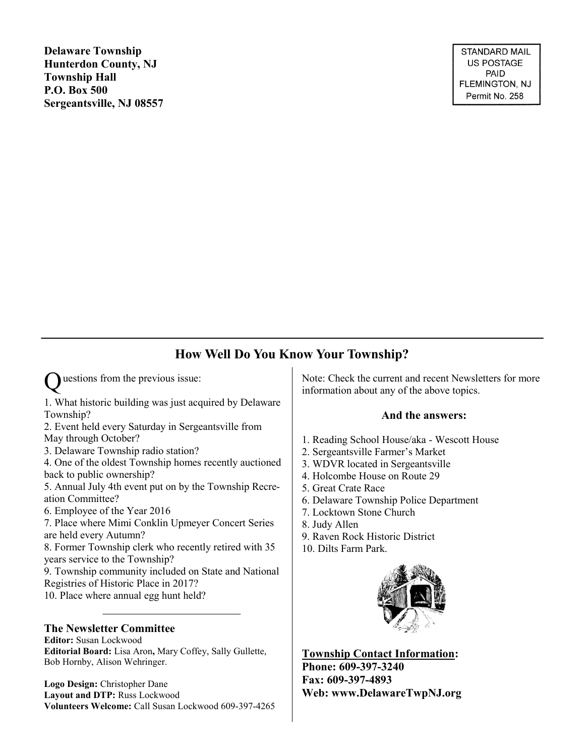**Delaware Township**
**Hunterdon County, NJ**
**Township Hall**
**P.O. Box 500**
**Sergeantsville, NJ 08557**

STANDARD MAIL
US POSTAGE
PAID
FLEMINGTON, NJ
Permit No. 258

## How Well Do You Know Your Township?

Questions from the previous issue:

1. What historic building was just acquired by Delaware Township?
2. Event held every Saturday in Sergeantsville from May through October?
3. Delaware Township radio station?
4. One of the oldest Township homes recently auctioned back to public ownership?
5. Annual July 4th event put on by the Township Recreation Committee?
6. Employee of the Year 2016
7. Place where Mimi Conklin Upmeyer Concert Series are held every Autumn?
8. Former Township clerk who recently retired with 35 years service to the Township?
9. Township community included on State and National Registries of Historic Place in 2017?
10. Place where annual egg hunt held?

Note: Check the current and recent Newsletters for more information about any of the above topics.

**And the answers:**

1. Reading School House/aka - Wescott House
2. Sergeantsville Farmer's Market
3. WDVR located in Sergeantsville
4. Holcombe House on Route 29
5. Great Crate Race
6. Delaware Township Police Department
7. Locktown Stone Church
8. Judy Allen
9. Raven Rock Historic District
10. Dilts Farm Park.

### The Newsletter Committee

**Editor:** Susan Lockwood
**Editorial Board:** Lisa Aron**,** Mary Coffey, Sally Gullette, Bob Hornby, Alison Wehringer.

**Logo Design:** Christopher Dane
**Layout and DTP:** Russ Lockwood
**Volunteers Welcome:** Call Susan Lockwood 609-397-4265

**Township Contact Information:**
**Phone: 609-397-3240**
**Fax: 609-397-4893**
**Web: www.DelawareTwpNJ.org**